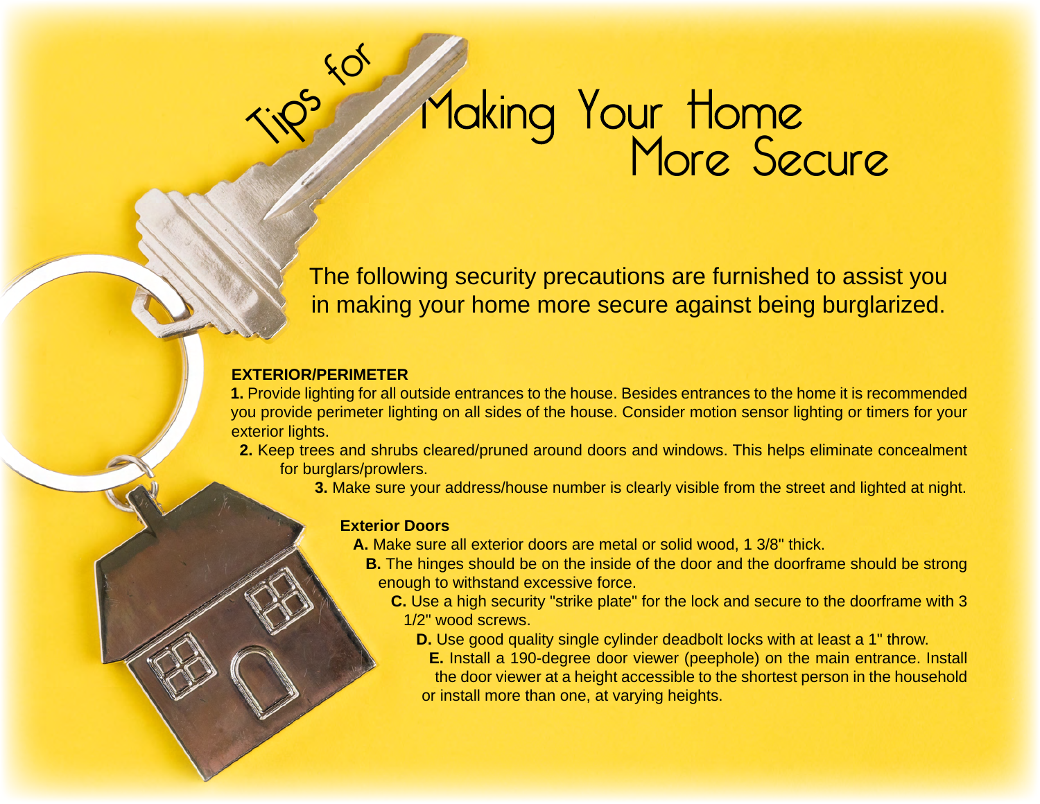# Tips for Making Your Home More Secure

The following security precautions are furnished to assist you in making your home more secure against being burglarized.

**EXTERIOR/PERIMETER**

**1.** Provide lighting for all outside entrances to the house. Besides entrances to the home it is recommended you provide perimeter lighting on all sides of the house. Consider motion sensor lighting or timers for your exterior lights.

**2.** Keep trees and shrubs cleared/pruned around doors and windows. This helps eliminate concealment for burglars/prowlers.

**3.** Make sure your address/house number is clearly visible from the street and lighted at night.

**Exterior Doors**

**A.** Make sure all exterior doors are metal or solid wood, 1 3/8" thick.

**B.** The hinges should be on the inside of the door and the doorframe should be strong enough to withstand excessive force.

**C.** Use a high security "strike plate" for the lock and secure to the doorframe with 3 1/2" wood screws.

**D.** Use good quality single cylinder deadbolt locks with at least a 1" throw.

**E.** Install a 190-degree door viewer (peephole) on the main entrance. Install the door viewer at a height accessible to the shortest person in the household or install more than one, at varying heights.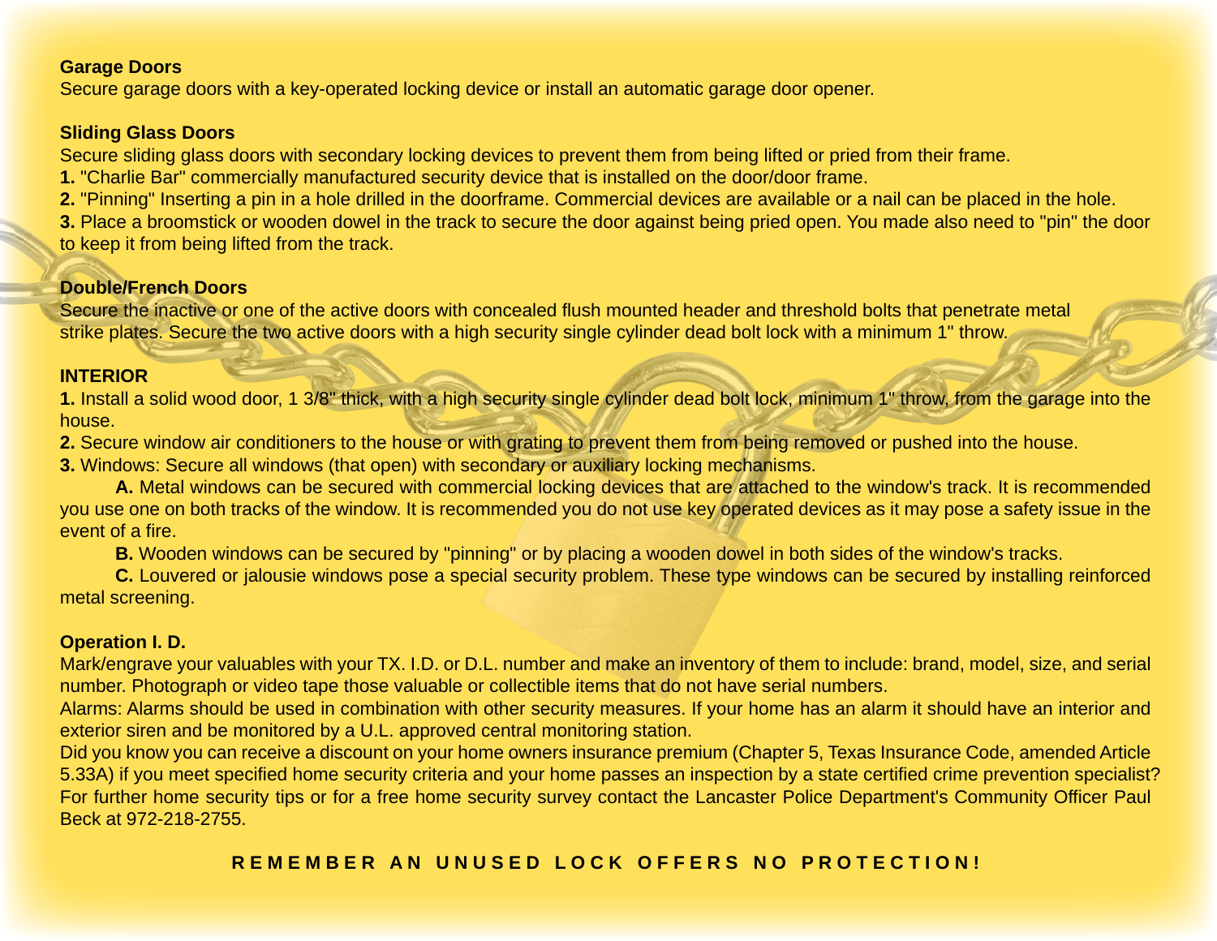**Garage Doors**

Secure garage doors with a key-operated locking device or install an automatic garage door opener.

**Sliding Glass Doors**

Secure sliding glass doors with secondary locking devices to prevent them from being lifted or pried from their frame.

**1.** "Charlie Bar" commercially manufactured security device that is installed on the door/door frame.

**2.** "Pinning" Inserting a pin in a hole drilled in the doorframe. Commercial devices are available or a nail can be placed in the hole.

**3.** Place a broomstick or wooden dowel in the track to secure the door against being pried open. You made also need to "pin" the door to keep it from being lifted from the track.

**Double/French Doors**

Secure the inactive or one of the active doors with concealed flush mounted header and threshold bolts that penetrate metal strike plates. Secure the two active doors with a high security single cylinder dead bolt lock with a minimum 1" throw.

**INTERIOR**

**1.** Install a solid wood door, 1 3/8" thick, with a high security single cylinder dead bolt lock, minimum 1" throw, from the garage into the house.

**2.** Secure window air conditioners to the house or with grating to prevent them from being removed or pushed into the house.

**3.** Windows: Secure all windows (that open) with secondary or auxiliary locking mechanisms.

**A.** Metal windows can be secured with commercial locking devices that are attached to the window's track. It is recommended you use one on both tracks of the window. It is recommended you do not use key operated devices as it may pose a safety issue in the event of a fire.

**B.** Wooden windows can be secured by "pinning" or by placing a wooden dowel in both sides of the window's tracks.

**C.** Louvered or jalousie windows pose a special security problem. These type windows can be secured by installing reinforced metal screening.

**Operation I. D.**

Mark/engrave your valuables with your TX. I.D. or D.L. number and make an inventory of them to include: brand, model, size, and serial number. Photograph or video tape those valuable or collectible items that do not have serial numbers.

Alarms: Alarms should be used in combination with other security measures. If your home has an alarm it should have an interior and exterior siren and be monitored by a U.L. approved central monitoring station.

Did you know you can receive a discount on your home owners insurance premium (Chapter 5, Texas Insurance Code, amended Article 5.33A) if you meet specified home security criteria and your home passes an inspection by a state certified crime prevention specialist?

For further home security tips or for a free home security survey contact the Lancaster Police Department's Community Officer Paul Beck at 972-218-2755.

**REMEMBER AN UNUSED LOCK OFFERS NO PROTECTION!**